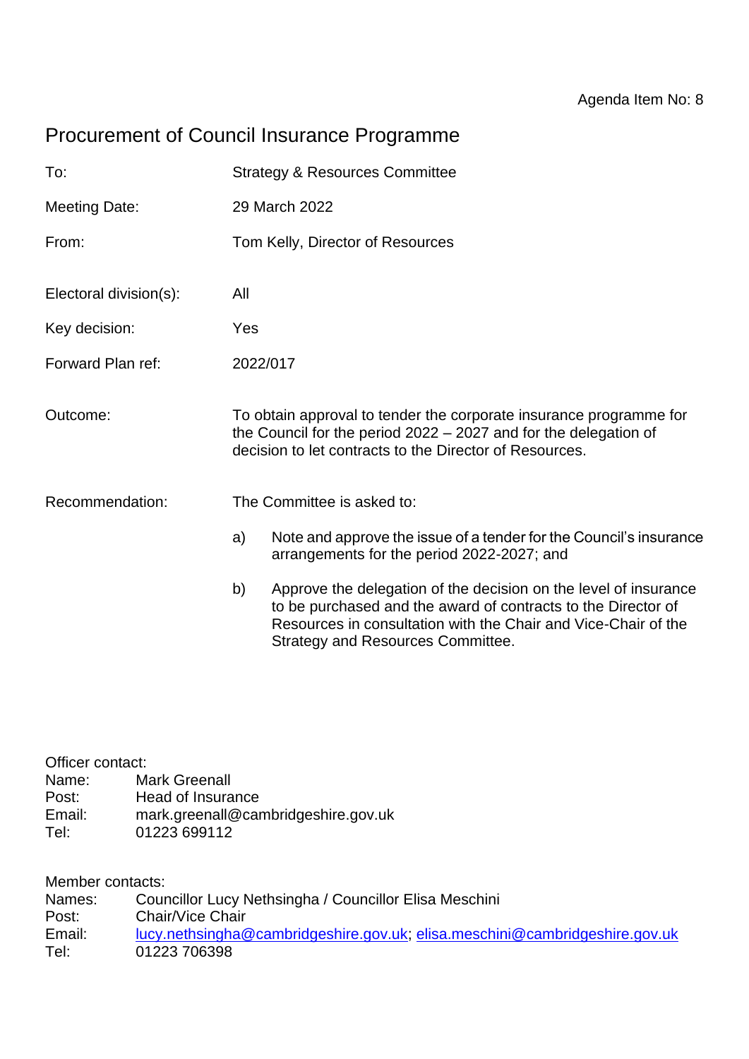Agenda Item No: 8

# Procurement of Council Insurance Programme

To: Strategy & Resources Committee

Meeting Date: 29 March 2022

From: Tom Kelly, Director of Resources

Electoral division(s): All

Key decision: Yes

Forward Plan ref: 2022/017

Outcome: To obtain approval to tender the corporate insurance programme for the Council for the period 2022 – 2027 and for the delegation of decision to let contracts to the Director of Resources.

Recommendation: The Committee is asked to:

a) Note and approve the issue of a tender for the Council's insurance arrangements for the period 2022-2027; and

b) Approve the delegation of the decision on the level of insurance to be purchased and the award of contracts to the Director of Resources in consultation with the Chair and Vice-Chair of the Strategy and Resources Committee.

Officer contact:
Name: Mark Greenall
Post: Head of Insurance
Email: mark.greenall@cambridgeshire.gov.uk
Tel: 01223 699112

Member contacts:
Names: Councillor Lucy Nethsingha / Councillor Elisa Meschini
Post: Chair/Vice Chair
Email: lucy.nethsingha@cambridgeshire.gov.uk; elisa.meschini@cambridgeshire.gov.uk
Tel: 01223 706398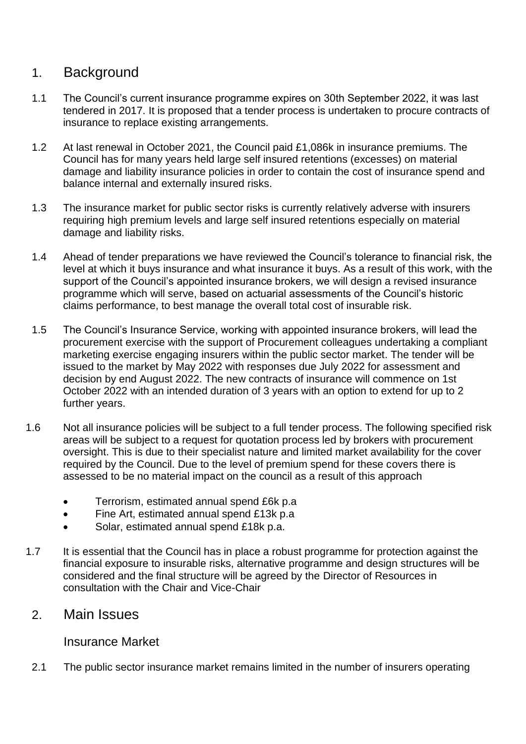## 1. Background

1.1 The Council's current insurance programme expires on 30th September 2022, it was last tendered in 2017. It is proposed that a tender process is undertaken to procure contracts of insurance to replace existing arrangements.

1.2 At last renewal in October 2021, the Council paid £1,086k in insurance premiums. The Council has for many years held large self insured retentions (excesses) on material damage and liability insurance policies in order to contain the cost of insurance spend and balance internal and externally insured risks.

1.3 The insurance market for public sector risks is currently relatively adverse with insurers requiring high premium levels and large self insured retentions especially on material damage and liability risks.

1.4 Ahead of tender preparations we have reviewed the Council's tolerance to financial risk, the level at which it buys insurance and what insurance it buys. As a result of this work, with the support of the Council's appointed insurance brokers, we will design a revised insurance programme which will serve, based on actuarial assessments of the Council's historic claims performance, to best manage the overall total cost of insurable risk.

1.5 The Council's Insurance Service, working with appointed insurance brokers, will lead the procurement exercise with the support of Procurement colleagues undertaking a compliant marketing exercise engaging insurers within the public sector market. The tender will be issued to the market by May 2022 with responses due July 2022 for assessment and decision by end August 2022. The new contracts of insurance will commence on 1st October 2022 with an intended duration of 3 years with an option to extend for up to 2 further years.

1.6 Not all insurance policies will be subject to a full tender process. The following specified risk areas will be subject to a request for quotation process led by brokers with procurement oversight. This is due to their specialist nature and limited market availability for the cover required by the Council. Due to the level of premium spend for these covers there is assessed to be no material impact on the council as a result of this approach

- Terrorism, estimated annual spend £6k p.a
- Fine Art, estimated annual spend £13k p.a
- Solar, estimated annual spend £18k p.a.

1.7 It is essential that the Council has in place a robust programme for protection against the financial exposure to insurable risks, alternative programme and design structures will be considered and the final structure will be agreed by the Director of Resources in consultation with the Chair and Vice-Chair

## 2. Main Issues

### Insurance Market

2.1 The public sector insurance market remains limited in the number of insurers operating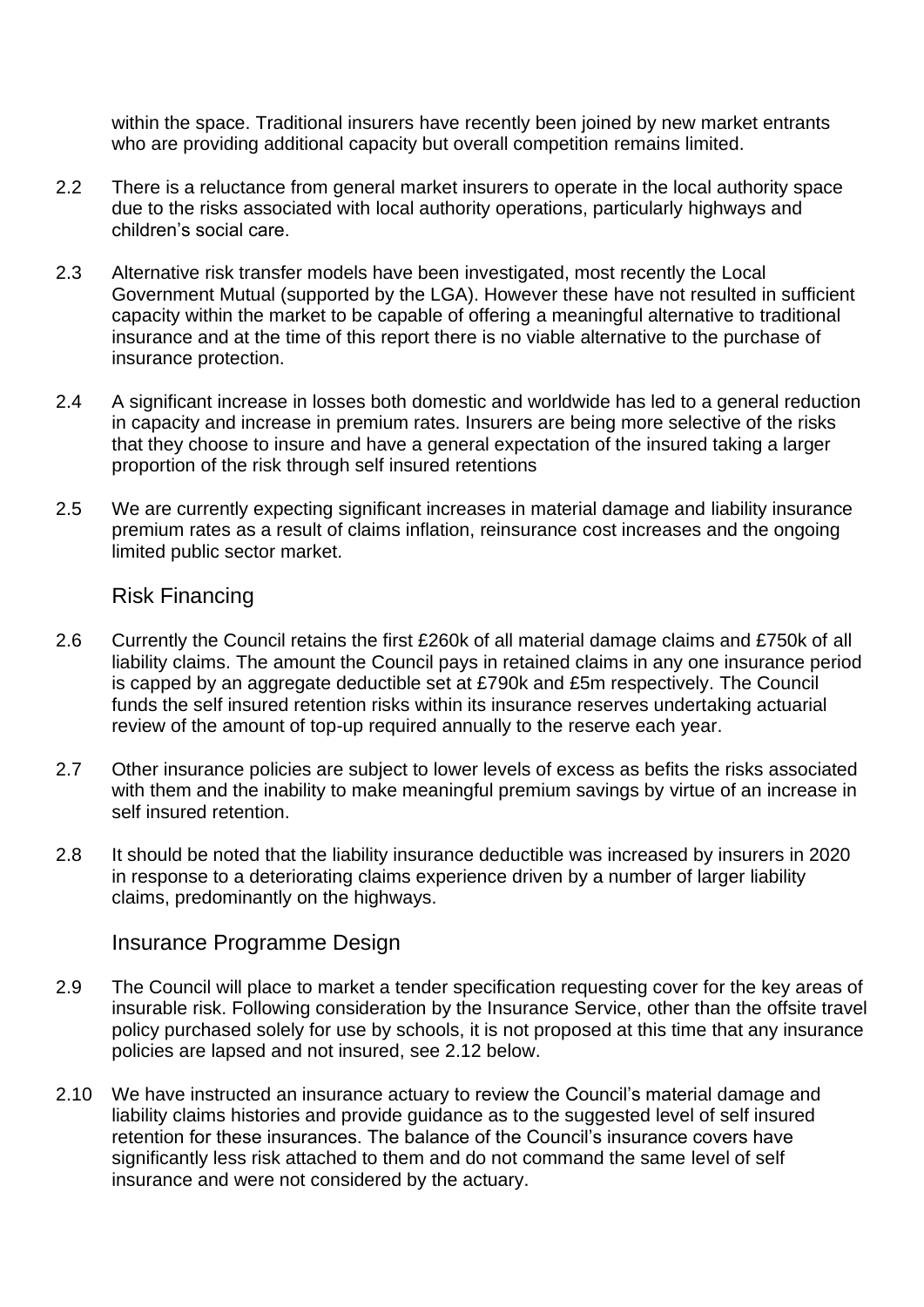within the space. Traditional insurers have recently been joined by new market entrants who are providing additional capacity but overall competition remains limited.

2.2 There is a reluctance from general market insurers to operate in the local authority space due to the risks associated with local authority operations, particularly highways and children's social care.

2.3 Alternative risk transfer models have been investigated, most recently the Local Government Mutual (supported by the LGA). However these have not resulted in sufficient capacity within the market to be capable of offering a meaningful alternative to traditional insurance and at the time of this report there is no viable alternative to the purchase of insurance protection.

2.4 A significant increase in losses both domestic and worldwide has led to a general reduction in capacity and increase in premium rates. Insurers are being more selective of the risks that they choose to insure and have a general expectation of the insured taking a larger proportion of the risk through self insured retentions

2.5 We are currently expecting significant increases in material damage and liability insurance premium rates as a result of claims inflation, reinsurance cost increases and the ongoing limited public sector market.

## Risk Financing

2.6 Currently the Council retains the first £260k of all material damage claims and £750k of all liability claims. The amount the Council pays in retained claims in any one insurance period is capped by an aggregate deductible set at £790k and £5m respectively. The Council funds the self insured retention risks within its insurance reserves undertaking actuarial review of the amount of top-up required annually to the reserve each year.

2.7 Other insurance policies are subject to lower levels of excess as befits the risks associated with them and the inability to make meaningful premium savings by virtue of an increase in self insured retention.

2.8 It should be noted that the liability insurance deductible was increased by insurers in 2020 in response to a deteriorating claims experience driven by a number of larger liability claims, predominantly on the highways.

## Insurance Programme Design

2.9 The Council will place to market a tender specification requesting cover for the key areas of insurable risk. Following consideration by the Insurance Service, other than the offsite travel policy purchased solely for use by schools, it is not proposed at this time that any insurance policies are lapsed and not insured, see 2.12 below.

2.10 We have instructed an insurance actuary to review the Council's material damage and liability claims histories and provide guidance as to the suggested level of self insured retention for these insurances. The balance of the Council's insurance covers have significantly less risk attached to them and do not command the same level of self insurance and were not considered by the actuary.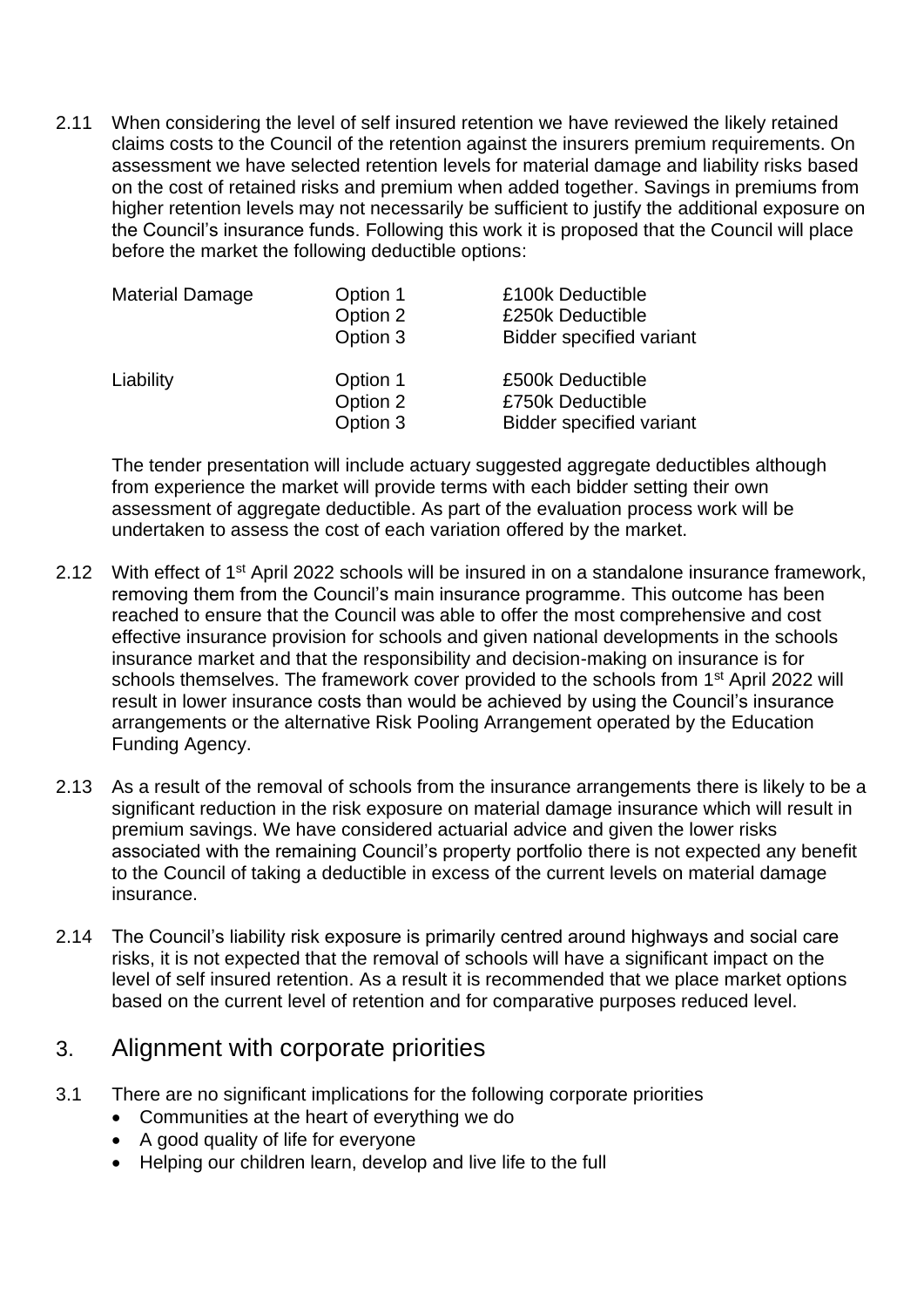2.11 When considering the level of self insured retention we have reviewed the likely retained claims costs to the Council of the retention against the insurers premium requirements. On assessment we have selected retention levels for material damage and liability risks based on the cost of retained risks and premium when added together. Savings in premiums from higher retention levels may not necessarily be sufficient to justify the additional exposure on the Council's insurance funds. Following this work it is proposed that the Council will place before the market the following deductible options:

| | | |
|---|---|---|
| Material Damage | Option 1 | £100k Deductible |
| | Option 2 | £250k Deductible |
| | Option 3 | Bidder specified variant |
| Liability | Option 1 | £500k Deductible |
| | Option 2 | £750k Deductible |
| | Option 3 | Bidder specified variant |

The tender presentation will include actuary suggested aggregate deductibles although from experience the market will provide terms with each bidder setting their own assessment of aggregate deductible. As part of the evaluation process work will be undertaken to assess the cost of each variation offered by the market.

2.12 With effect of 1st April 2022 schools will be insured in on a standalone insurance framework, removing them from the Council's main insurance programme. This outcome has been reached to ensure that the Council was able to offer the most comprehensive and cost effective insurance provision for schools and given national developments in the schools insurance market and that the responsibility and decision-making on insurance is for schools themselves. The framework cover provided to the schools from 1st April 2022 will result in lower insurance costs than would be achieved by using the Council's insurance arrangements or the alternative Risk Pooling Arrangement operated by the Education Funding Agency.

2.13 As a result of the removal of schools from the insurance arrangements there is likely to be a significant reduction in the risk exposure on material damage insurance which will result in premium savings. We have considered actuarial advice and given the lower risks associated with the remaining Council's property portfolio there is not expected any benefit to the Council of taking a deductible in excess of the current levels on material damage insurance.

2.14 The Council's liability risk exposure is primarily centred around highways and social care risks, it is not expected that the removal of schools will have a significant impact on the level of self insured retention. As a result it is recommended that we place market options based on the current level of retention and for comparative purposes reduced level.

## 3. Alignment with corporate priorities

3.1 There are no significant implications for the following corporate priorities

- Communities at the heart of everything we do
- A good quality of life for everyone
- Helping our children learn, develop and live life to the full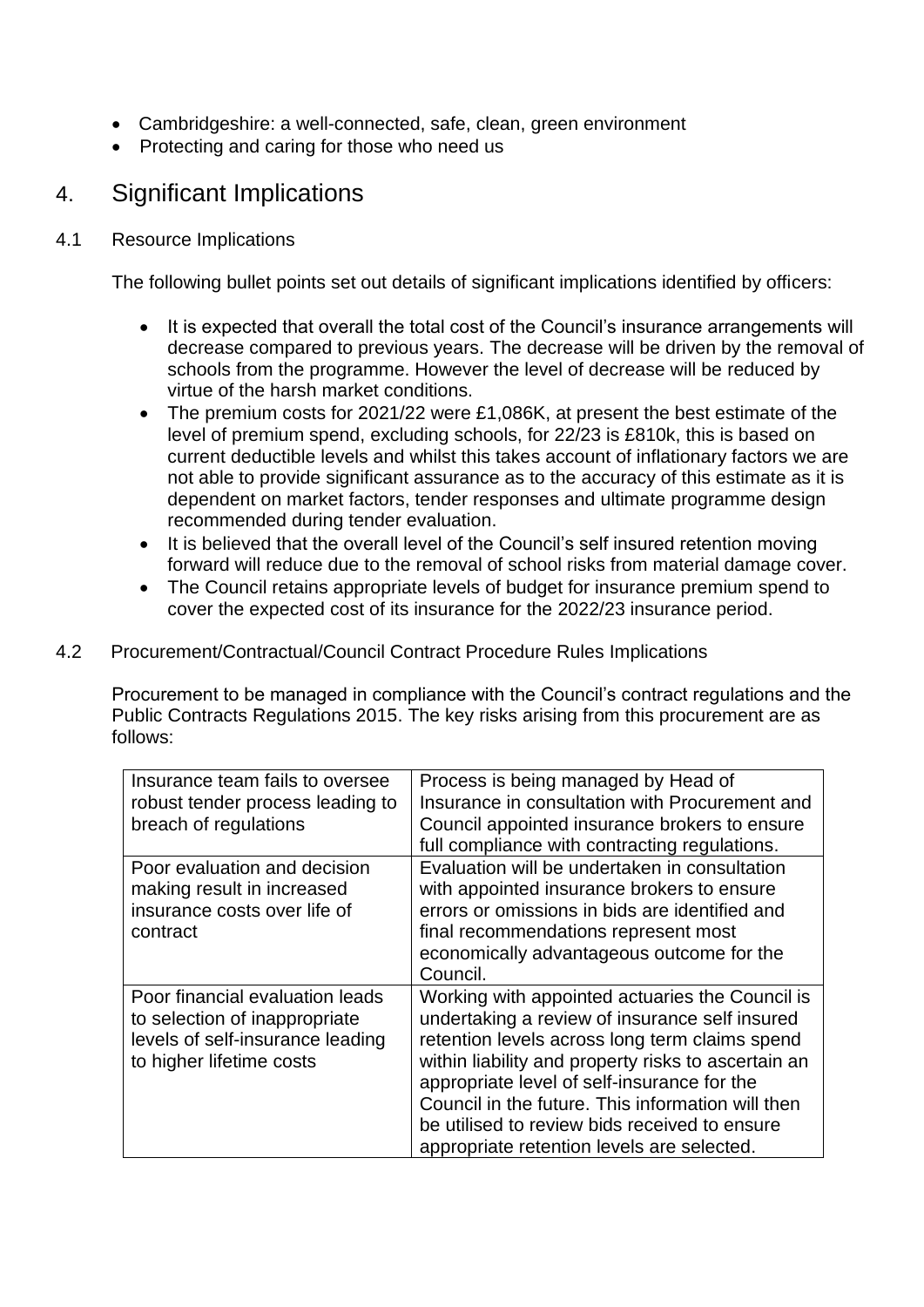- Cambridgeshire: a well-connected, safe, clean, green environment
- Protecting and caring for those who need us

## 4. Significant Implications

### 4.1 Resource Implications

The following bullet points set out details of significant implications identified by officers:

- It is expected that overall the total cost of the Council's insurance arrangements will decrease compared to previous years. The decrease will be driven by the removal of schools from the programme. However the level of decrease will be reduced by virtue of the harsh market conditions.
- The premium costs for 2021/22 were £1,086K, at present the best estimate of the level of premium spend, excluding schools, for 22/23 is £810k, this is based on current deductible levels and whilst this takes account of inflationary factors we are not able to provide significant assurance as to the accuracy of this estimate as it is dependent on market factors, tender responses and ultimate programme design recommended during tender evaluation.
- It is believed that the overall level of the Council's self insured retention moving forward will reduce due to the removal of school risks from material damage cover.
- The Council retains appropriate levels of budget for insurance premium spend to cover the expected cost of its insurance for the 2022/23 insurance period.

### 4.2 Procurement/Contractual/Council Contract Procedure Rules Implications

Procurement to be managed in compliance with the Council's contract regulations and the Public Contracts Regulations 2015. The key risks arising from this procurement are as follows:

| Risk | Mitigation |
|---|---|
| Insurance team fails to oversee robust tender process leading to breach of regulations | Process is being managed by Head of Insurance in consultation with Procurement and Council appointed insurance brokers to ensure full compliance with contracting regulations. |
| Poor evaluation and decision making result in increased insurance costs over life of contract | Evaluation will be undertaken in consultation with appointed insurance brokers to ensure errors or omissions in bids are identified and final recommendations represent most economically advantageous outcome for the Council. |
| Poor financial evaluation leads to selection of inappropriate levels of self-insurance leading to higher lifetime costs | Working with appointed actuaries the Council is undertaking a review of insurance self insured retention levels across long term claims spend within liability and property risks to ascertain an appropriate level of self-insurance for the Council in the future. This information will then be utilised to review bids received to ensure appropriate retention levels are selected. |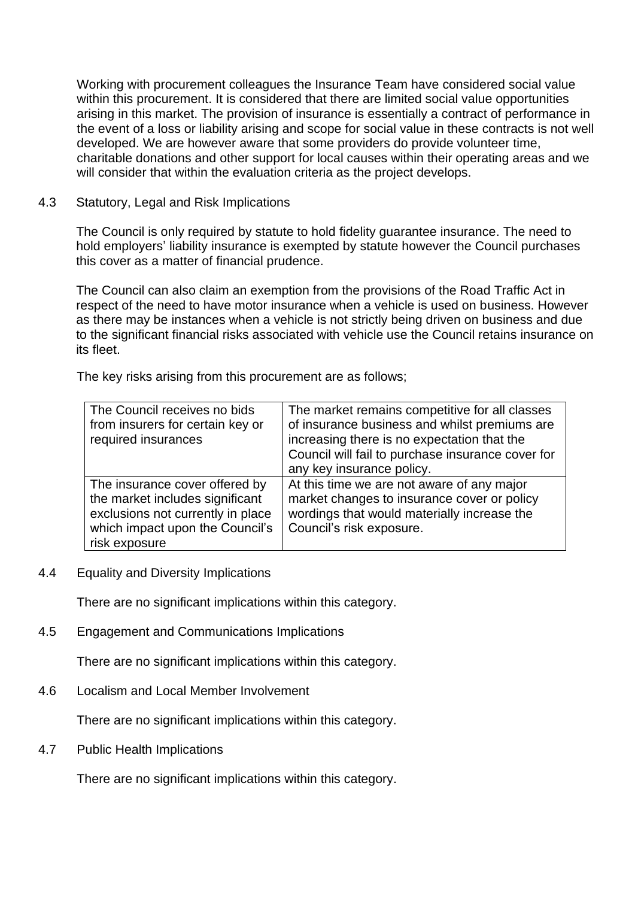Working with procurement colleagues the Insurance Team have considered social value within this procurement. It is considered that there are limited social value opportunities arising in this market. The provision of insurance is essentially a contract of performance in the event of a loss or liability arising and scope for social value in these contracts is not well developed. We are however aware that some providers do provide volunteer time, charitable donations and other support for local causes within their operating areas and we will consider that within the evaluation criteria as the project develops.

4.3 Statutory, Legal and Risk Implications

The Council is only required by statute to hold fidelity guarantee insurance. The need to hold employers' liability insurance is exempted by statute however the Council purchases this cover as a matter of financial prudence.

The Council can also claim an exemption from the provisions of the Road Traffic Act in respect of the need to have motor insurance when a vehicle is used on business. However as there may be instances when a vehicle is not strictly being driven on business and due to the significant financial risks associated with vehicle use the Council retains insurance on its fleet.

The key risks arising from this procurement are as follows;

| | |
|---|---|
| The Council receives no bids from insurers for certain key or required insurances | The market remains competitive for all classes of insurance business and whilst premiums are increasing there is no expectation that the Council will fail to purchase insurance cover for any key insurance policy. |
| The insurance cover offered by the market includes significant exclusions not currently in place which impact upon the Council's risk exposure | At this time we are not aware of any major market changes to insurance cover or policy wordings that would materially increase the Council's risk exposure. |

4.4 Equality and Diversity Implications

There are no significant implications within this category.

4.5 Engagement and Communications Implications

There are no significant implications within this category.

4.6 Localism and Local Member Involvement

There are no significant implications within this category.

4.7 Public Health Implications

There are no significant implications within this category.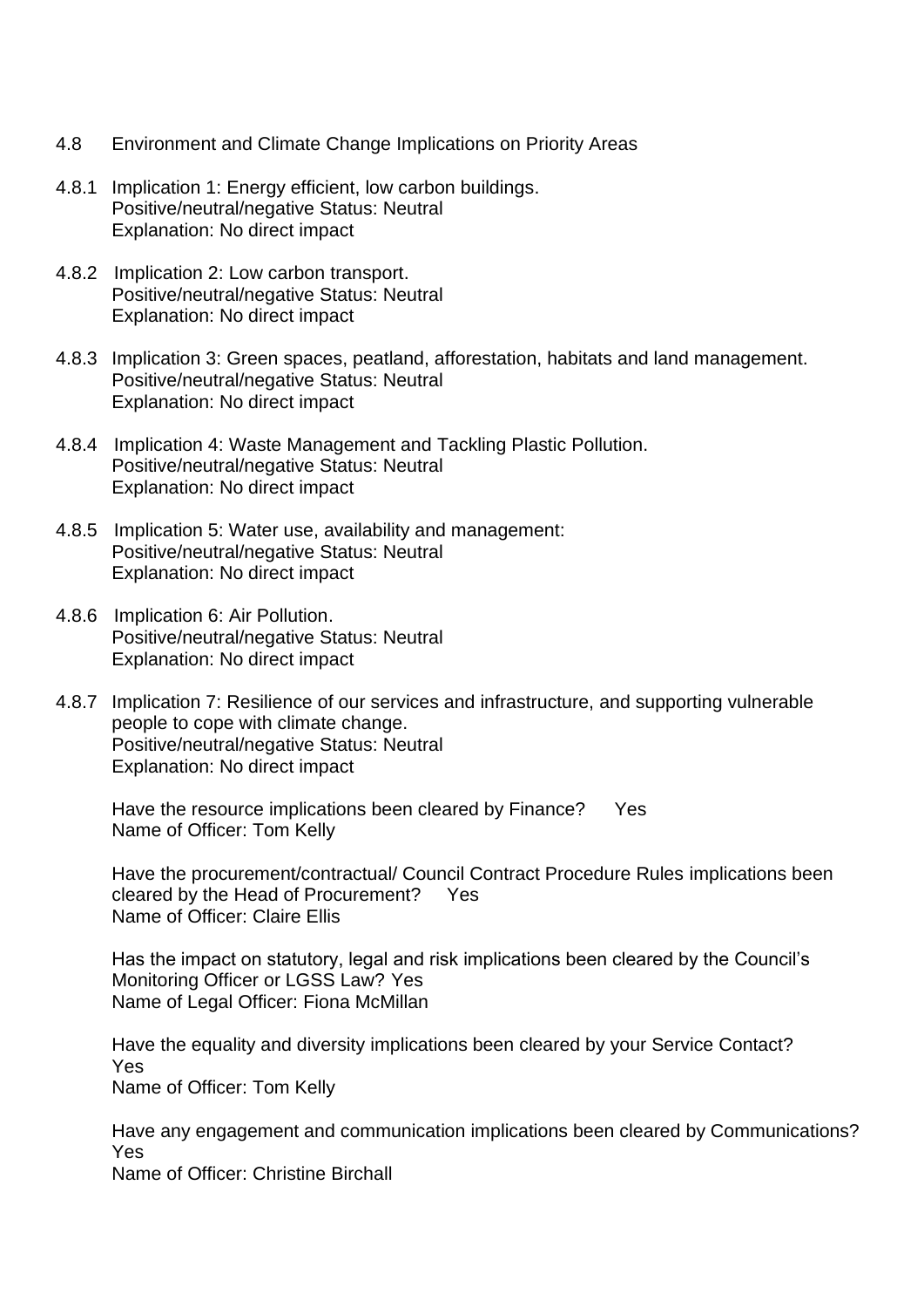4.8 Environment and Climate Change Implications on Priority Areas

4.8.1 Implication 1: Energy efficient, low carbon buildings.
Positive/neutral/negative Status: Neutral
Explanation: No direct impact

4.8.2 Implication 2: Low carbon transport.
Positive/neutral/negative Status: Neutral
Explanation: No direct impact

4.8.3 Implication 3: Green spaces, peatland, afforestation, habitats and land management.
Positive/neutral/negative Status: Neutral
Explanation: No direct impact

4.8.4 Implication 4: Waste Management and Tackling Plastic Pollution.
Positive/neutral/negative Status: Neutral
Explanation: No direct impact

4.8.5 Implication 5: Water use, availability and management:
Positive/neutral/negative Status: Neutral
Explanation: No direct impact

4.8.6 Implication 6: Air Pollution.
Positive/neutral/negative Status: Neutral
Explanation: No direct impact

4.8.7 Implication 7: Resilience of our services and infrastructure, and supporting vulnerable people to cope with climate change.
Positive/neutral/negative Status: Neutral
Explanation: No direct impact

Have the resource implications been cleared by Finance? Yes
Name of Officer: Tom Kelly

Have the procurement/contractual/ Council Contract Procedure Rules implications been cleared by the Head of Procurement? Yes
Name of Officer: Claire Ellis

Has the impact on statutory, legal and risk implications been cleared by the Council's Monitoring Officer or LGSS Law? Yes
Name of Legal Officer: Fiona McMillan

Have the equality and diversity implications been cleared by your Service Contact? Yes
Name of Officer: Tom Kelly

Have any engagement and communication implications been cleared by Communications? Yes
Name of Officer: Christine Birchall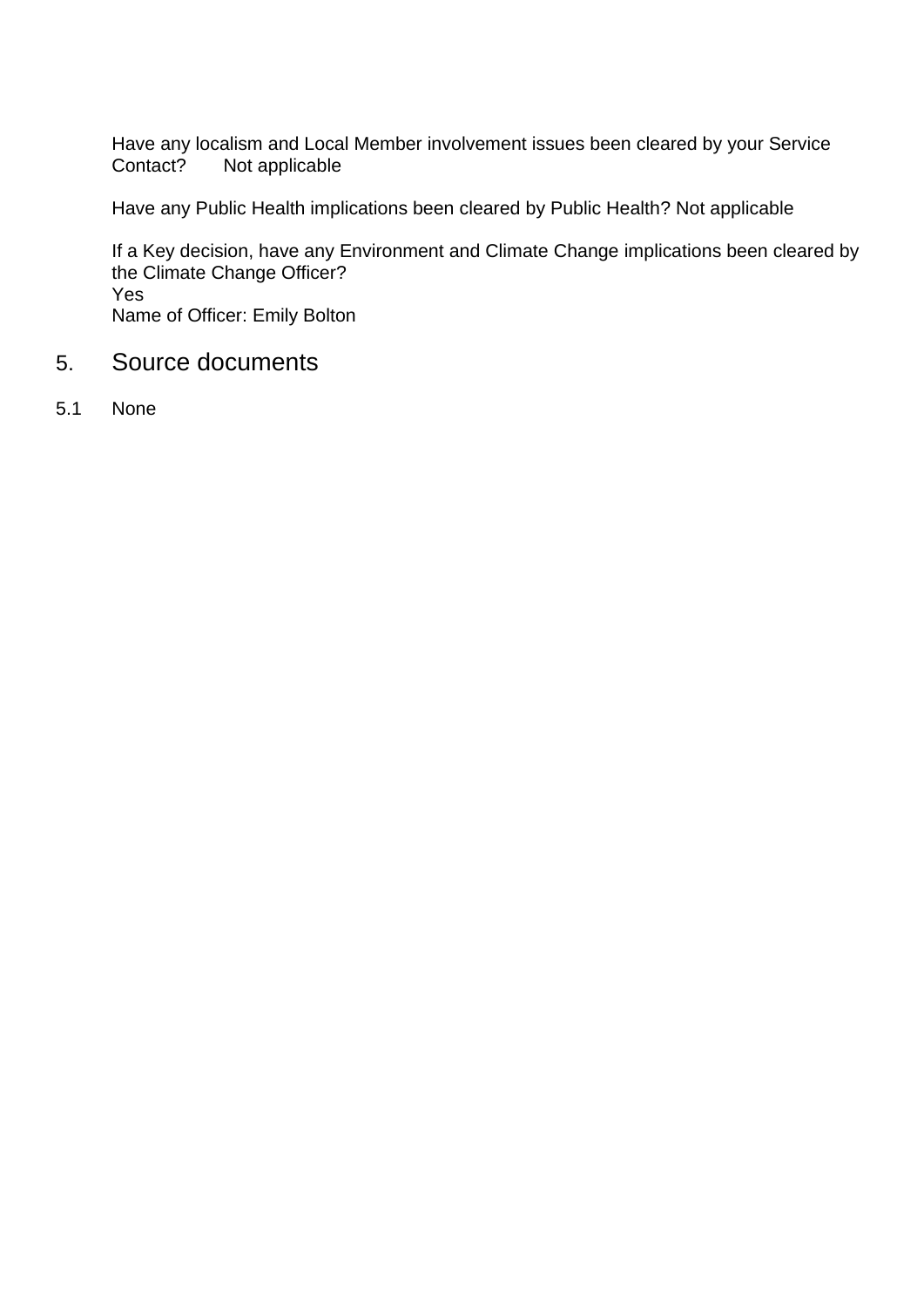Have any localism and Local Member involvement issues been cleared by your Service Contact? Not applicable

Have any Public Health implications been cleared by Public Health? Not applicable

If a Key decision, have any Environment and Climate Change implications been cleared by the Climate Change Officer?
Yes
Name of Officer: Emily Bolton

## 5. Source documents

5.1 None